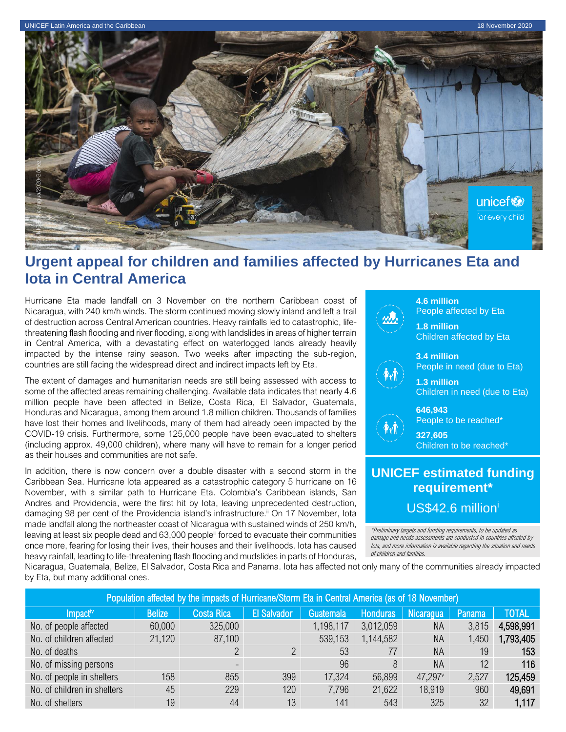# Urgent appeal for children and families affected by Hurricanes Eta and Iota in Central America

Hurricane Eta made landfall on 3 November on the northern Caribbean coast of Nicaragua, with 240 km/h winds. The storm continued moving slowly inland and left a trail of destruction across Central American countries. Heavy rainfalls led to catastrophic, life-threatening flash flooding and river flooding, along with landslides in areas of higher terrain in Central America, with a devastating effect on waterlogged lands already heavily impacted by the intense rainy season. Two weeks after impacting the sub-region, countries are still facing the widespread direct and indirect impacts left by Eta.

The extent of damages and humanitarian needs are still being assessed with access to some of the affected areas remaining challenging. Available data indicates that nearly 4.6 million people have been affected in Belize, Costa Rica, El Salvador, Guatemala, Honduras and Nicaragua, among them around 1.8 million children. Thousands of families have lost their homes and livelihoods, many of them had already been impacted by the COVID-19 crisis. Furthermore, some 125,000 people have been evacuated to shelters (including approx. 49,000 children), where many will have to remain for a longer period as their houses and communities are not safe.

In addition, there is now concern over a double disaster with a second storm in the Caribbean Sea. Hurricane Iota appeared as a catastrophic category 5 hurricane on 16 November, with a similar path to Hurricane Eta. Colombia's Caribbean islands, San Andres and Providencia, were the first hit by Iota, leaving unprecedented destruction, damaging 98 per cent of the Providencia island's infrastructure.[ii] On 17 November, Iota made landfall along the northeaster coast of Nicaragua with sustained winds of 250 km/h, leaving at least six people dead and 63,000 people[iii] forced to evacuate their communities once more, fearing for losing their lives, their houses and their livelihoods. Iota has caused heavy rainfall, leading to life-threatening flash flooding and mudslides in parts of Honduras, Nicaragua, Guatemala, Belize, El Salvador, Costa Rica and Panama. Iota has affected not only many of the communities already impacted by Eta, but many additional ones.

**4.6 million**
People affected by Eta

**1.8 million**
Children affected by Eta

**3.4 million**
People in need (due to Eta)

**1.3 million**
Children in need (due to Eta)

**646,943**
People to be reached*

**327,605**
Children to be reached*

## UNICEF estimated funding requirement*

US$42.6 million[i]

*\*Preliminary targets and funding requirements, to be updated as damage and needs assessments are conducted in countries affected by Iota, and more information is available regarding the situation and needs of children and families.*

| Population affected by the impacts of Hurricane/Storm Eta in Central America (as of 18 November) | | | | | | | | |
|---|---|---|---|---|---|---|---|---|
| Impact[iv] | Belize | Costa Rica | El Salvador | Guatemala | Honduras | Nicaragua | Panama | TOTAL |
| No. of people affected | 60,000 | 325,000 | | 1,198,117 | 3,012,059 | NA | 3,815 | **4,598,991** |
| No. of children affected | 21,120 | 87,100 | | 539,153 | 1,144,582 | NA | 1,450 | **1,793,405** |
| No. of deaths | | 2 | 2 | 53 | 77 | NA | 19 | **153** |
| No. of missing persons | | - | | 96 | 8 | NA | 12 | **116** |
| No. of people in shelters | 158 | 855 | 399 | 17,324 | 56,899 | 47,297[v] | 2,527 | **125,459** |
| No. of children in shelters | 45 | 229 | 120 | 7,796 | 21,622 | 18,919 | 960 | **49,691** |
| No. of shelters | 19 | 44 | 13 | 141 | 543 | 325 | 32 | **1,117** |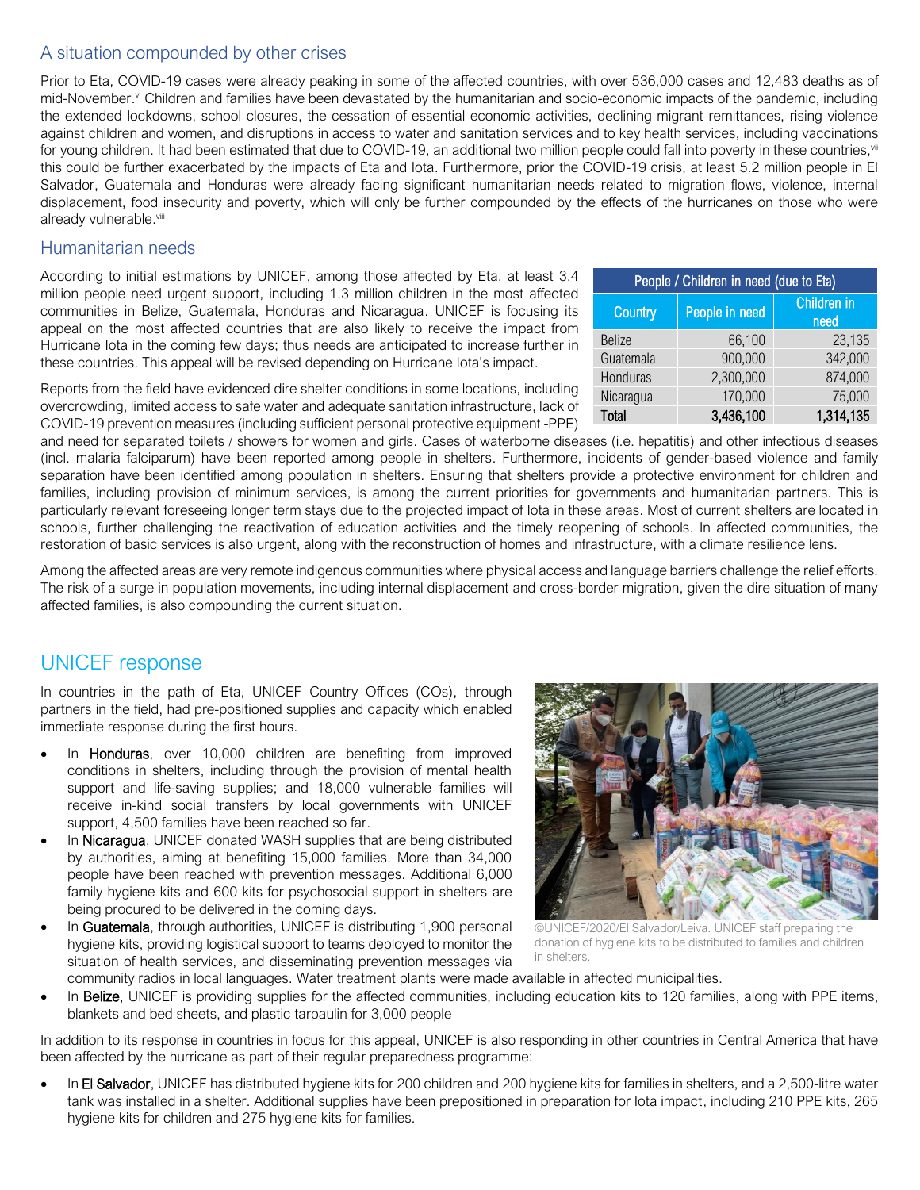## A situation compounded by other crises

Prior to Eta, COVID-19 cases were already peaking in some of the affected countries, with over 536,000 cases and 12,483 deaths as of mid-November.[vi] Children and families have been devastated by the humanitarian and socio-economic impacts of the pandemic, including the extended lockdowns, school closures, the cessation of essential economic activities, declining migrant remittances, rising violence against children and women, and disruptions in access to water and sanitation services and to key health services, including vaccinations for young children. It had been estimated that due to COVID-19, an additional two million people could fall into poverty in these countries,[vii] this could be further exacerbated by the impacts of Eta and Iota. Furthermore, prior the COVID-19 crisis, at least 5.2 million people in El Salvador, Guatemala and Honduras were already facing significant humanitarian needs related to migration flows, violence, internal displacement, food insecurity and poverty, which will only be further compounded by the effects of the hurricanes on those who were already vulnerable.[viii]

## Humanitarian needs

According to initial estimations by UNICEF, among those affected by Eta, at least 3.4 million people need urgent support, including 1.3 million children in the most affected communities in Belize, Guatemala, Honduras and Nicaragua. UNICEF is focusing its appeal on the most affected countries that are also likely to receive the impact from Hurricane Iota in the coming few days; thus needs are anticipated to increase further in these countries. This appeal will be revised depending on Hurricane Iota's impact.

| People / Children in need (due to Eta) | | |
|---|---|---|
| Country | People in need | Children in need |
| Belize | 66,100 | 23,135 |
| Guatemala | 900,000 | 342,000 |
| Honduras | 2,300,000 | 874,000 |
| Nicaragua | 170,000 | 75,000 |
| **Total** | **3,436,100** | **1,314,135** |

Reports from the field have evidenced dire shelter conditions in some locations, including overcrowding, limited access to safe water and adequate sanitation infrastructure, lack of COVID-19 prevention measures (including sufficient personal protective equipment -PPE) and need for separated toilets / showers for women and girls. Cases of waterborne diseases (i.e. hepatitis) and other infectious diseases (incl. malaria falciparum) have been reported among people in shelters. Furthermore, incidents of gender-based violence and family separation have been identified among population in shelters. Ensuring that shelters provide a protective environment for children and families, including provision of minimum services, is among the current priorities for governments and humanitarian partners. This is particularly relevant foreseeing longer term stays due to the projected impact of Iota in these areas. Most of current shelters are located in schools, further challenging the reactivation of education activities and the timely reopening of schools. In affected communities, the restoration of basic services is also urgent, along with the reconstruction of homes and infrastructure, with a climate resilience lens.

Among the affected areas are very remote indigenous communities where physical access and language barriers challenge the relief efforts. The risk of a surge in population movements, including internal displacement and cross-border migration, given the dire situation of many affected families, is also compounding the current situation.

# UNICEF response

In countries in the path of Eta, UNICEF Country Offices (COs), through partners in the field, had pre-positioned supplies and capacity which enabled immediate response during the first hours.

- In **Honduras**, over 10,000 children are benefiting from improved conditions in shelters, including through the provision of mental health support and life-saving supplies; and 18,000 vulnerable families will receive in-kind social transfers by local governments with UNICEF support, 4,500 families have been reached so far.
- In **Nicaragua**, UNICEF donated WASH supplies that are being distributed by authorities, aiming at benefiting 15,000 families. More than 34,000 people have been reached with prevention messages. Additional 6,000 family hygiene kits and 600 kits for psychosocial support in shelters are being procured to be delivered in the coming days.
- In **Guatemala**, through authorities, UNICEF is distributing 1,900 personal hygiene kits, providing logistical support to teams deployed to monitor the situation of health services, and disseminating prevention messages via community radios in local languages. Water treatment plants were made available in affected municipalities.
- In **Belize**, UNICEF is providing supplies for the affected communities, including education kits to 120 families, along with PPE items, blankets and bed sheets, and plastic tarpaulin for 3,000 people

©UNICEF/2020/El Salvador/Leiva. UNICEF staff preparing the donation of hygiene kits to be distributed to families and children in shelters.

In addition to its response in countries in focus for this appeal, UNICEF is also responding in other countries in Central America that have been affected by the hurricane as part of their regular preparedness programme:

- In **El Salvador**, UNICEF has distributed hygiene kits for 200 children and 200 hygiene kits for families in shelters, and a 2,500-litre water tank was installed in a shelter. Additional supplies have been prepositioned in preparation for Iota impact, including 210 PPE kits, 265 hygiene kits for children and 275 hygiene kits for families.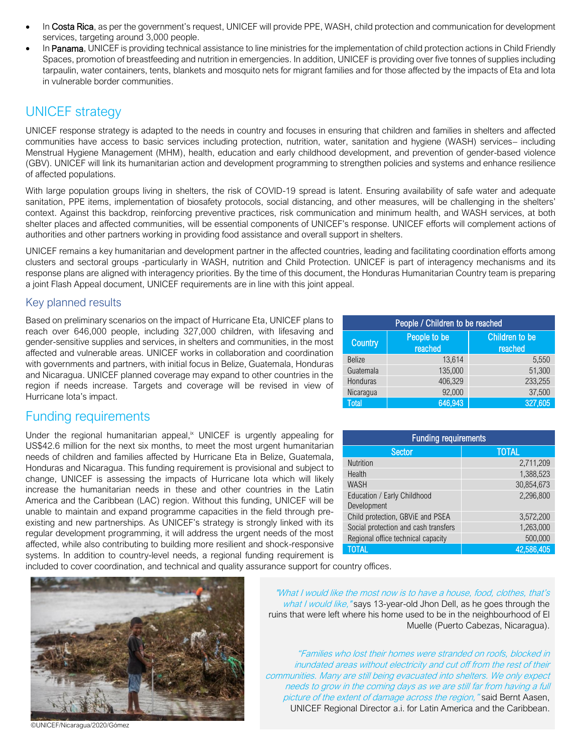- In **Costa Rica**, as per the government's request, UNICEF will provide PPE, WASH, child protection and communication for development services, targeting around 3,000 people.
- In **Panama**, UNICEF is providing technical assistance to line ministries for the implementation of child protection actions in Child Friendly Spaces, promotion of breastfeeding and nutrition in emergencies. In addition, UNICEF is providing over five tonnes of supplies including tarpaulin, water containers, tents, blankets and mosquito nets for migrant families and for those affected by the impacts of Eta and Iota in vulnerable border communities.

## UNICEF strategy

UNICEF response strategy is adapted to the needs in country and focuses in ensuring that children and families in shelters and affected communities have access to basic services including protection, nutrition, water, sanitation and hygiene (WASH) services– including Menstrual Hygiene Management (MHM), health, education and early childhood development, and prevention of gender-based violence (GBV). UNICEF will link its humanitarian action and development programming to strengthen policies and systems and enhance resilience of affected populations.

With large population groups living in shelters, the risk of COVID-19 spread is latent. Ensuring availability of safe water and adequate sanitation, PPE items, implementation of biosafety protocols, social distancing, and other measures, will be challenging in the shelters' context. Against this backdrop, reinforcing preventive practices, risk communication and minimum health, and WASH services, at both shelter places and affected communities, will be essential components of UNICEF's response. UNICEF efforts will complement actions of authorities and other partners working in providing food assistance and overall support in shelters.

UNICEF remains a key humanitarian and development partner in the affected countries, leading and facilitating coordination efforts among clusters and sectoral groups -particularly in WASH, nutrition and Child Protection. UNICEF is part of interagency mechanisms and its response plans are aligned with interagency priorities. By the time of this document, the Honduras Humanitarian Country team is preparing a joint Flash Appeal document, UNICEF requirements are in line with this joint appeal.

### Key planned results

Based on preliminary scenarios on the impact of Hurricane Eta, UNICEF plans to reach over 646,000 people, including 327,000 children, with lifesaving and gender-sensitive supplies and services, in shelters and communities, in the most affected and vulnerable areas. UNICEF works in collaboration and coordination with governments and partners, with initial focus in Belize, Guatemala, Honduras and Nicaragua. UNICEF planned coverage may expand to other countries in the region if needs increase. Targets and coverage will be revised in view of Hurricane Iota's impact.

| People / Children to be reached | | |
|---|---|---|
| Country | People to be reached | Children to be reached |
| Belize | 13,614 | 5,550 |
| Guatemala | 135,000 | 51,300 |
| Honduras | 406,329 | 233,255 |
| Nicaragua | 92,000 | 37,500 |
| Total | 646,943 | 327,605 |

## Funding requirements

Under the regional humanitarian appeal,[ix] UNICEF is urgently appealing for US$42.6 million for the next six months, to meet the most urgent humanitarian needs of children and families affected by Hurricane Eta in Belize, Guatemala, Honduras and Nicaragua. This funding requirement is provisional and subject to change, UNICEF is assessing the impacts of Hurricane Iota which will likely increase the humanitarian needs in these and other countries in the Latin America and the Caribbean (LAC) region. Without this funding, UNICEF will be unable to maintain and expand programme capacities in the field through pre-existing and new partnerships. As UNICEF's strategy is strongly linked with its regular development programming, it will address the urgent needs of the most affected, while also contributing to building more resilient and shock-responsive systems. In addition to country-level needs, a regional funding requirement is included to cover coordination, and technical and quality assurance support for country offices.

| Funding requirements | |
|---|---|
| Sector | TOTAL |
| Nutrition | 2,711,209 |
| Health | 1,388,523 |
| WASH | 30,854,673 |
| Education / Early Childhood Development | 2,296,800 |
| Child protection, GBViE and PSEA | 3,572,200 |
| Social protection and cash transfers | 1,263,000 |
| Regional office technical capacity | 500,000 |
| TOTAL | 42,586,405 |

©UNICEF/Nicaragua/2020/Gómez

*"What I would like the most now is to have a house, food, clothes, that's what I would like,"* says 13-year-old Jhon Dell, as he goes through the ruins that were left where his home used to be in the neighbourhood of El Muelle (Puerto Cabezas, Nicaragua).

*"Families who lost their homes were stranded on roofs, blocked in inundated areas without electricity and cut off from the rest of their communities. Many are still being evacuated into shelters. We only expect needs to grow in the coming days as we are still far from having a full picture of the extent of damage across the region,"* said Bernt Aasen, UNICEF Regional Director a.i. for Latin America and the Caribbean.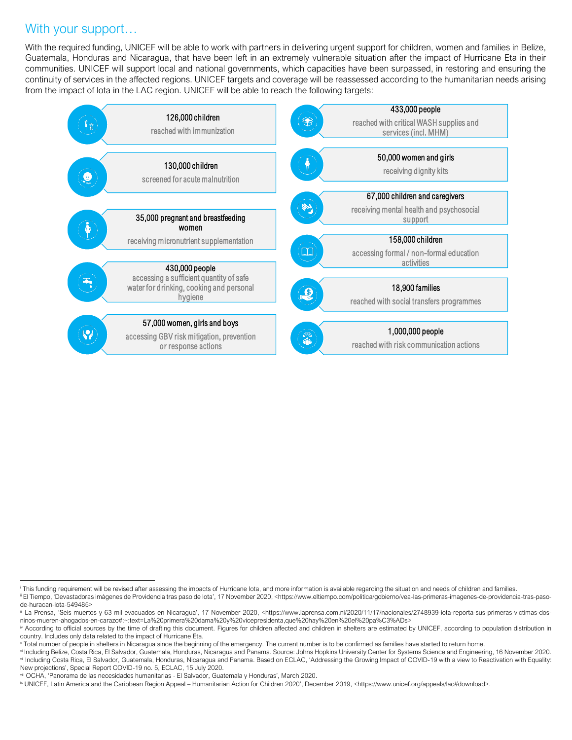## With your support…

With the required funding, UNICEF will be able to work with partners in delivering urgent support for children, women and families in Belize, Guatemala, Honduras and Nicaragua, that have been left in an extremely vulnerable situation after the impact of Hurricane Eta in their communities. UNICEF will support local and national governments, which capacities have been surpassed, in restoring and ensuring the continuity of services in the affected regions. UNICEF targets and coverage will be reassessed according to the humanitarian needs arising from the impact of Iota in the LAC region. UNICEF will be able to reach the following targets:

- **126,000 children** reached with immunization
- **130,000 children** screened for acute malnutrition
- **35,000 pregnant and breastfeeding women** receiving micronutrient supplementation
- **430,000 people** accessing a sufficient quantity of safe water for drinking, cooking and personal hygiene
- **57,000 women, girls and boys** accessing GBV risk mitigation, prevention or response actions
- **433,000 people** reached with critical WASH supplies and services (incl. MHM)
- **50,000 women and girls** receiving dignity kits
- **67,000 children and caregivers** receiving mental health and psychosocial support
- **158,000 children** accessing formal / non-formal education activities
- **18,900 families** reached with social transfers programmes
- **1,000,000 people** reached with risk communication actions

---

[i] This funding requirement will be revised after assessing the impacts of Hurricane Iota, and more information is available regarding the situation and needs of children and families.

[ii] El Tiempo, 'Devastadoras imágenes de Providencia tras paso de Iota', 17 November 2020, <https://www.eltiempo.com/politica/gobierno/vea-las-primeras-imagenes-de-providencia-tras-paso-de-huracan-iota-549485>

[iii] La Prensa, 'Seis muertos y 63 mil evacuados en Nicaragua', 17 November 2020, <https://www.laprensa.com.ni/2020/11/17/nacionales/2748939-iota-reporta-sus-primeras-victimas-dos-ninos-mueren-ahogados-en-carazo#:~:text=La%20primera%20dama%20y%20vicepresidenta,que%20hay%20en%20el%20pa%C3%ADs>

[iv] According to official sources by the time of drafting this document. Figures for children affected and children in shelters are estimated by UNICEF, according to population distribution in country. Includes only data related to the impact of Hurricane Eta.

[v] Total number of people in shelters in Nicaragua since the beginning of the emergency. The current number is to be confirmed as families have started to return home.

[vi] Including Belize, Costa Rica, El Salvador, Guatemala, Honduras, Nicaragua and Panama. Source: Johns Hopkins University Center for Systems Science and Engineering, 16 November 2020.

[vii] Including Costa Rica, El Salvador, Guatemala, Honduras, Nicaragua and Panama. Based on ECLAC, 'Addressing the Growing Impact of COVID-19 with a view to Reactivation with Equality: New projections', Special Report COVID-19 no. 5, ECLAC, 15 July 2020.

[viii] OCHA, 'Panorama de las necesidades humanitarias - El Salvador, Guatemala y Honduras', March 2020.

[ix] UNICEF, Latin America and the Caribbean Region Appeal – Humanitarian Action for Children 2020', December 2019, <https://www.unicef.org/appeals/lac#download>.